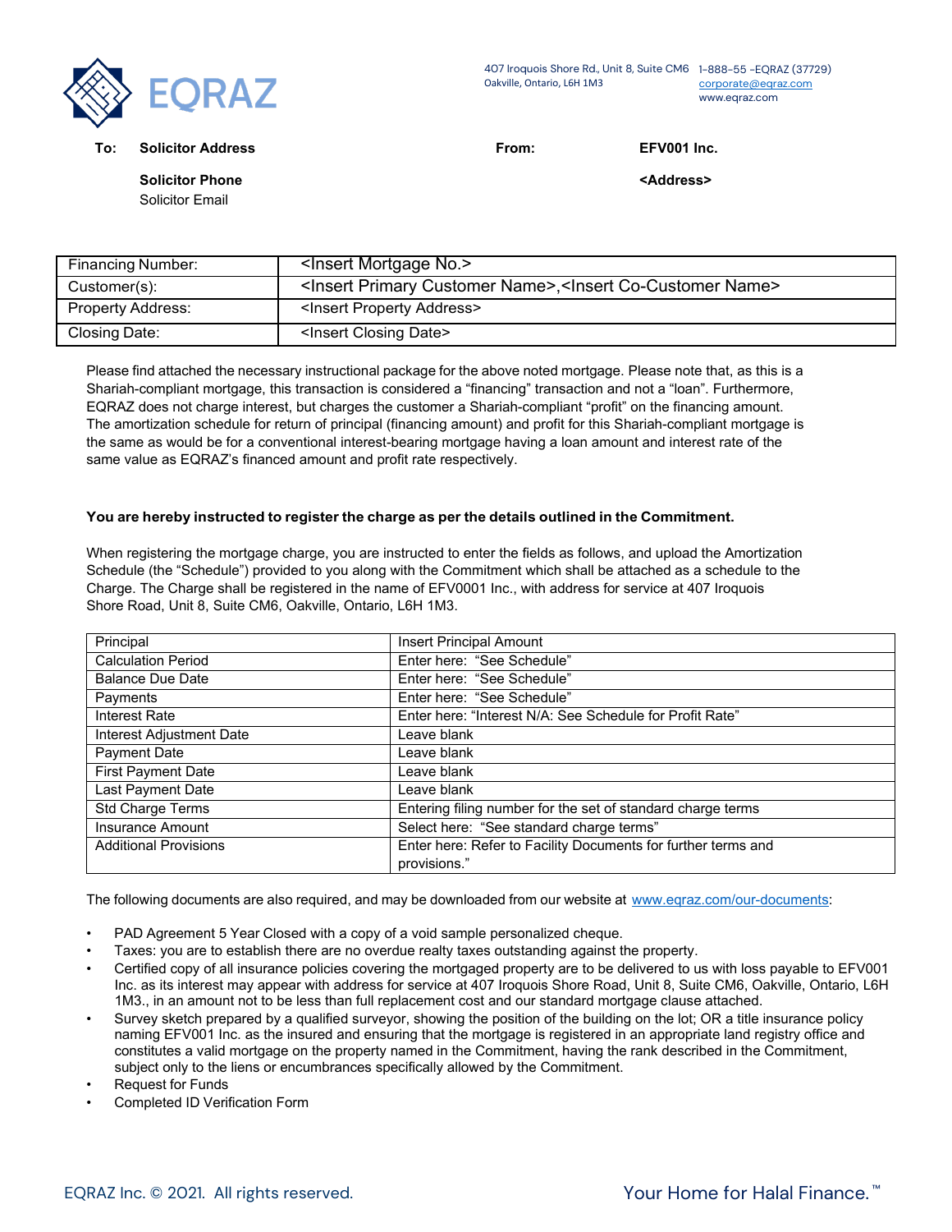EQRAZ

407 Iroquois Shore Rd., Unit 8, Suite CM6
Oakville, Ontario, L6H 1M3

1-888-55 -EQRAZ (37729)
corporate@eqraz.com
www.eqraz.com

**To:** **Solicitor Address**

**Solicitor Phone**

Solicitor Email

**From:** **EFV001 Inc.**

**<Address>**

| Financing Number: | <Insert Mortgage No.> |
|---|---|
| Customer(s): | <Insert Primary Customer Name>,<Insert Co-Customer Name> |
| Property Address: | <Insert Property Address> |
| Closing Date: | <Insert Closing Date> |

Please find attached the necessary instructional package for the above noted mortgage. Please note that, as this is a Shariah-compliant mortgage, this transaction is considered a "financing" transaction and not a "loan". Furthermore, EQRAZ does not charge interest, but charges the customer a Shariah-compliant "profit" on the financing amount. The amortization schedule for return of principal (financing amount) and profit for this Shariah-compliant mortgage is the same as would be for a conventional interest-bearing mortgage having a loan amount and interest rate of the same value as EQRAZ's financed amount and profit rate respectively.

**You are hereby instructed to register the charge as per the details outlined in the Commitment.**

When registering the mortgage charge, you are instructed to enter the fields as follows, and upload the Amortization Schedule (the "Schedule") provided to you along with the Commitment which shall be attached as a schedule to the Charge. The Charge shall be registered in the name of EFV0001 Inc., with address for service at 407 Iroquois Shore Road, Unit 8, Suite CM6, Oakville, Ontario, L6H 1M3.

| Principal | Insert Principal Amount |
|---|---|
| Calculation Period | Enter here: "See Schedule" |
| Balance Due Date | Enter here: "See Schedule" |
| Payments | Enter here: "See Schedule" |
| Interest Rate | Enter here: "Interest N/A: See Schedule for Profit Rate" |
| Interest Adjustment Date | Leave blank |
| Payment Date | Leave blank |
| First Payment Date | Leave blank |
| Last Payment Date | Leave blank |
| Std Charge Terms | Entering filing number for the set of standard charge terms |
| Insurance Amount | Select here: "See standard charge terms" |
| Additional Provisions | Enter here: Refer to Facility Documents for further terms and provisions." |

The following documents are also required, and may be downloaded from our website at www.eqraz.com/our-documents:

- PAD Agreement 5 Year Closed with a copy of a void sample personalized cheque.
- Taxes: you are to establish there are no overdue realty taxes outstanding against the property.
- Certified copy of all insurance policies covering the mortgaged property are to be delivered to us with loss payable to EFV001 Inc. as its interest may appear with address for service at 407 Iroquois Shore Road, Unit 8, Suite CM6, Oakville, Ontario, L6H 1M3., in an amount not to be less than full replacement cost and our standard mortgage clause attached.
- Survey sketch prepared by a qualified surveyor, showing the position of the building on the lot; OR a title insurance policy naming EFV001 Inc. as the insured and ensuring that the mortgage is registered in an appropriate land registry office and constitutes a valid mortgage on the property named in the Commitment, having the rank described in the Commitment, subject only to the liens or encumbrances specifically allowed by the Commitment.
- Request for Funds
- Completed ID Verification Form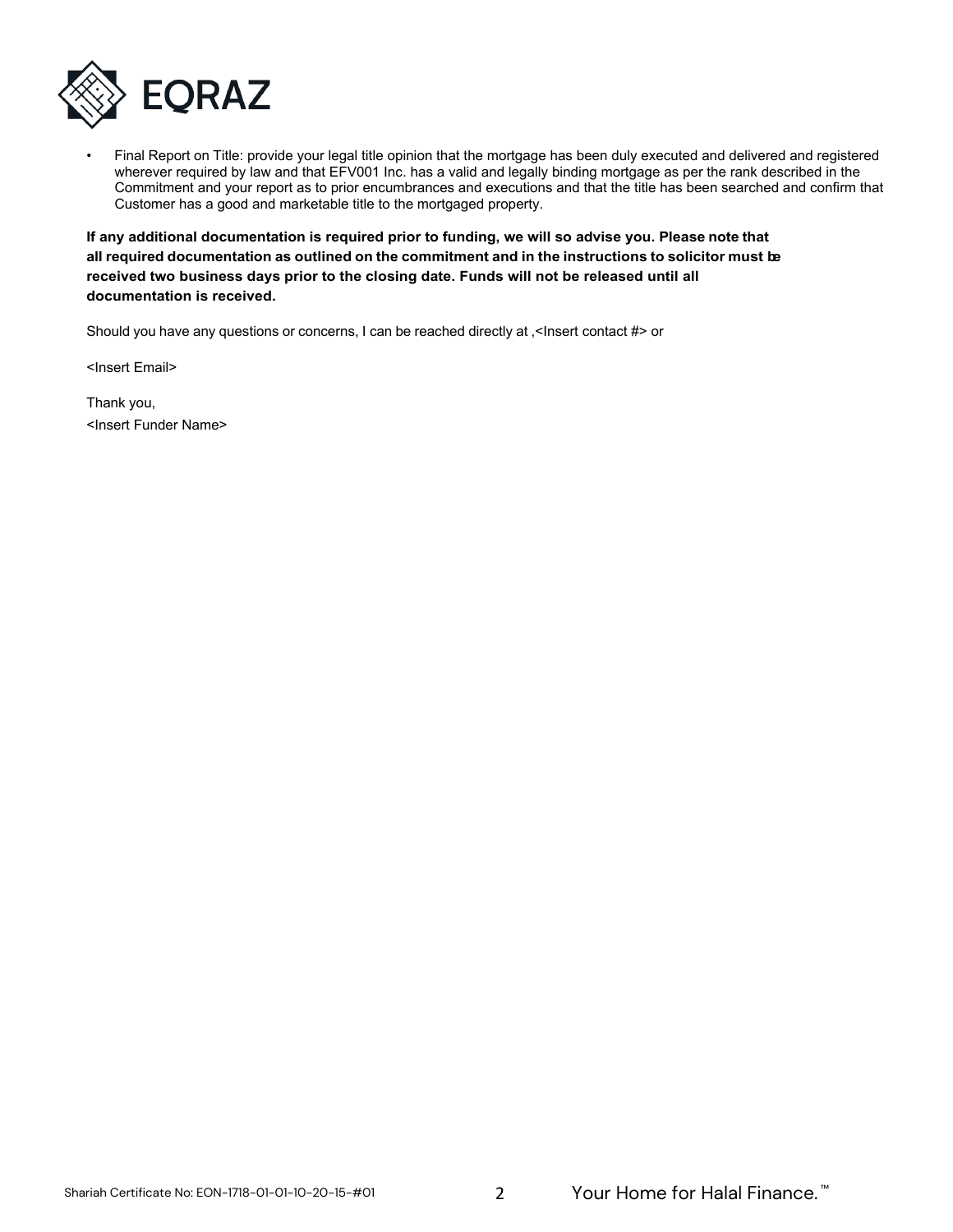- Final Report on Title: provide your legal title opinion that the mortgage has been duly executed and delivered and registered wherever required by law and that EFV001 Inc. has a valid and legally binding mortgage as per the rank described in the Commitment and your report as to prior encumbrances and executions and that the title has been searched and confirm that Customer has a good and marketable title to the mortgaged property.

**If any additional documentation is required prior to funding, we will so advise you. Please note that all required documentation as outlined on the commitment and in the instructions to solicitor must be received two business days prior to the closing date. Funds will not be released until all documentation is received.**

Should you have any questions or concerns, I can be reached directly at ,<Insert contact #> or

<Insert Email>

Thank you,
<Insert Funder Name>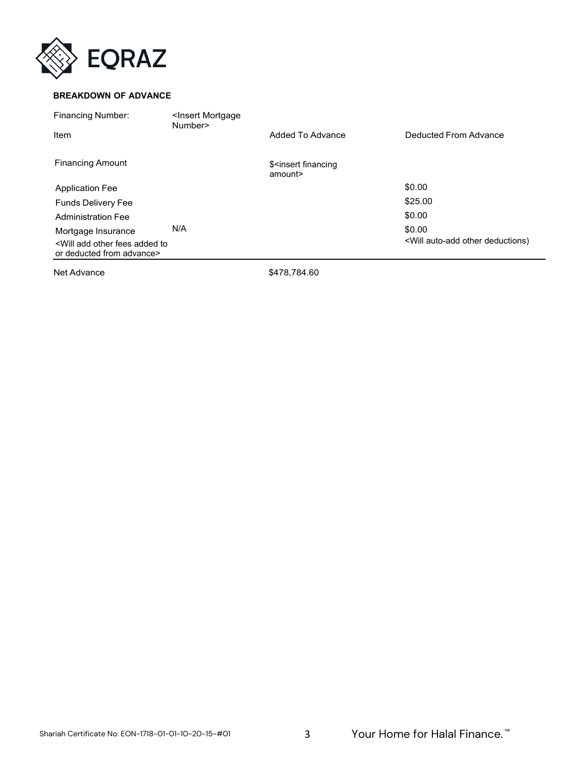**BREAKDOWN OF ADVANCE**

| Financing Number: | <Insert Mortgage Number> | | |
|---|---|---|---|
| Item | | Added To Advance | Deducted From Advance |
| Financing Amount | | $<insert financing amount> | |
| Application Fee | | | $0.00 |
| Funds Delivery Fee | | | $25.00 |
| Administration Fee | | | $0.00 |
| Mortgage Insurance | N/A | | $0.00 |
| <Will add other fees added to or deducted from advance> | | | <Will auto-add other deductions) |
| Net Advance | | $478,784.60 | |

Shariah Certificate No: EON-1718-01-01-10-20-15-#01

Your Home for Halal Finance.™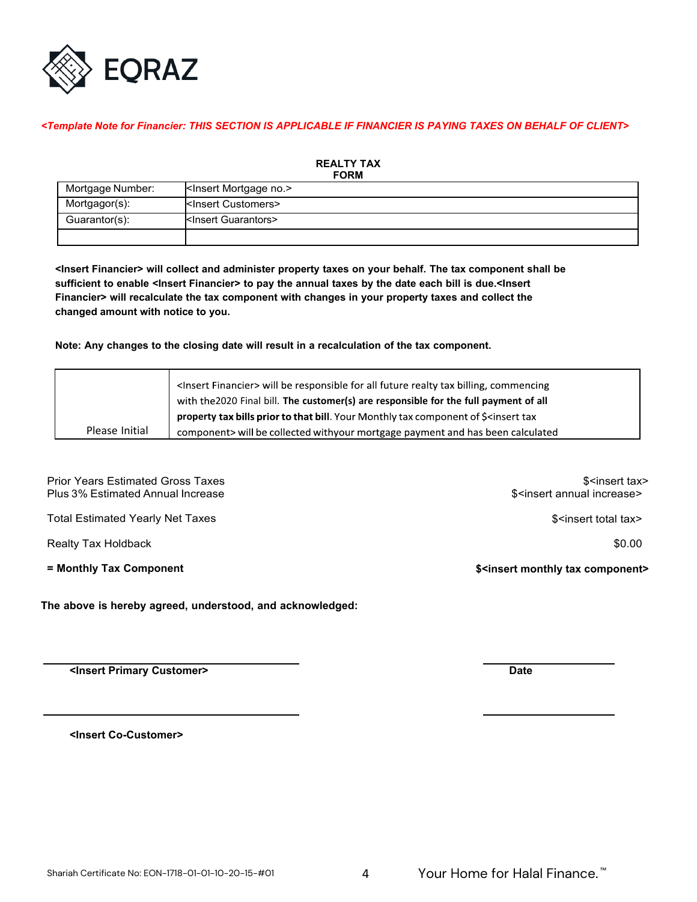EQRAZ

*<Template Note for Financier: THIS SECTION IS APPLICABLE IF FINANCIER IS PAYING TAXES ON BEHALF OF CLIENT>*

**REALTY TAX FORM**

| | |
|---|---|
| Mortgage Number: | <Insert Mortgage no.> |
| Mortgagor(s): | <Insert Customers> |
| Guarantor(s): | <Insert Guarantors> |
| | |

**<Insert Financier> will collect and administer property taxes on your behalf. The tax component shall be sufficient to enable <Insert Financier> to pay the annual taxes by the date each bill is due.<Insert Financier> will recalculate the tax component with changes in your property taxes and collect the changed amount with notice to you.**

**Note: Any changes to the closing date will result in a recalculation of the tax component.**

| | |
|---|---|
| Please Initial | <Insert Financier> will be responsible for all future realty tax billing, commencing with the2020 Final bill. **The customer(s) are responsible for the full payment of all property tax bills prior to that bill**. Your Monthly tax component of $<insert tax component> will be collected withyour mortgage payment and has been calculated |

| | |
|---|---|
| Prior Years Estimated Gross Taxes | $<insert tax> |
| Plus 3% Estimated Annual Increase | $<insert annual increase> |
| Total Estimated Yearly Net Taxes | $<insert total tax> |
| Realty Tax Holdback | $0.00 |
| **= Monthly Tax Component** | **$<insert monthly tax component>** |

**The above is hereby agreed, understood, and acknowledged:**

\_\_\_\_\_\_\_\_\_\_\_\_\_\_\_\_\_\_\_\_\_\_\_\_\_\_\_\_ \_\_\_\_\_\_\_\_\_\_\_\_\_\_\_\_

**<Insert Primary Customer>** **Date**

\_\_\_\_\_\_\_\_\_\_\_\_\_\_\_\_\_\_\_\_\_\_\_\_\_\_\_\_ \_\_\_\_\_\_\_\_\_\_\_\_\_\_\_\_

**<Insert Co-Customer>**

Shariah Certificate No: EON-1718-01-01-10-20-15-#01

Your Home for Halal Finance.™